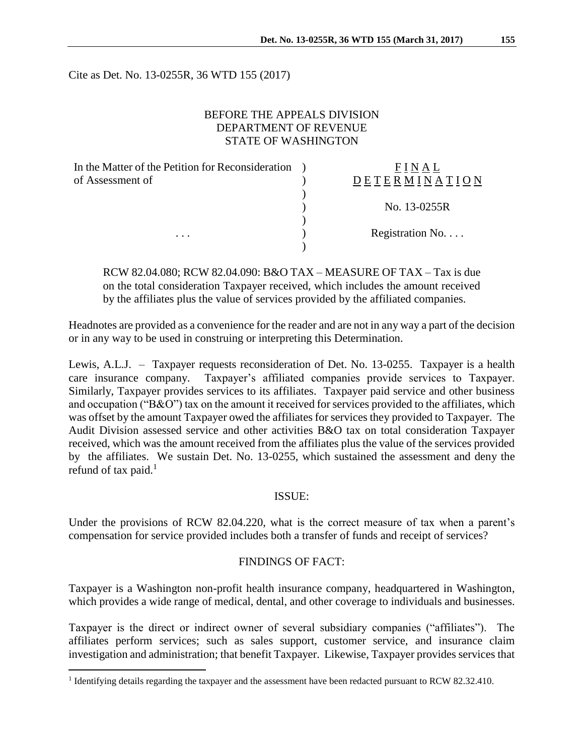Cite as Det. No. 13-0255R, 36 WTD 155 (2017)

BEFORE THE APPEALS DIVISION
DEPARTMENT OF REVENUE
STATE OF WASHINGTON

| | | |
|---|---|---|
| In the Matter of the Petition for Reconsideration of Assessment of | ) | FINAL DETERMINATION |
| | ) | No. 13-0255R |
| . . . | ) | Registration No. . . . |

RCW 82.04.080; RCW 82.04.090: B&O TAX – MEASURE OF TAX – Tax is due on the total consideration Taxpayer received, which includes the amount received by the affiliates plus the value of services provided by the affiliated companies.

Headnotes are provided as a convenience for the reader and are not in any way a part of the decision or in any way to be used in construing or interpreting this Determination.

Lewis, A.L.J. – Taxpayer requests reconsideration of Det. No. 13-0255. Taxpayer is a health care insurance company. Taxpayer's affiliated companies provide services to Taxpayer. Similarly, Taxpayer provides services to its affiliates. Taxpayer paid service and other business and occupation ("B&O") tax on the amount it received for services provided to the affiliates, which was offset by the amount Taxpayer owed the affiliates for services they provided to Taxpayer. The Audit Division assessed service and other activities B&O tax on total consideration Taxpayer received, which was the amount received from the affiliates plus the value of the services provided by the affiliates. We sustain Det. No. 13-0255, which sustained the assessment and deny the refund of tax paid.[1]

## ISSUE:

Under the provisions of RCW 82.04.220, what is the correct measure of tax when a parent's compensation for service provided includes both a transfer of funds and receipt of services?

## FINDINGS OF FACT:

Taxpayer is a Washington non-profit health insurance company, headquartered in Washington, which provides a wide range of medical, dental, and other coverage to individuals and businesses.

Taxpayer is the direct or indirect owner of several subsidiary companies ("affiliates"). The affiliates perform services; such as sales support, customer service, and insurance claim investigation and administration; that benefit Taxpayer. Likewise, Taxpayer provides services that

[1] Identifying details regarding the taxpayer and the assessment have been redacted pursuant to RCW 82.32.410.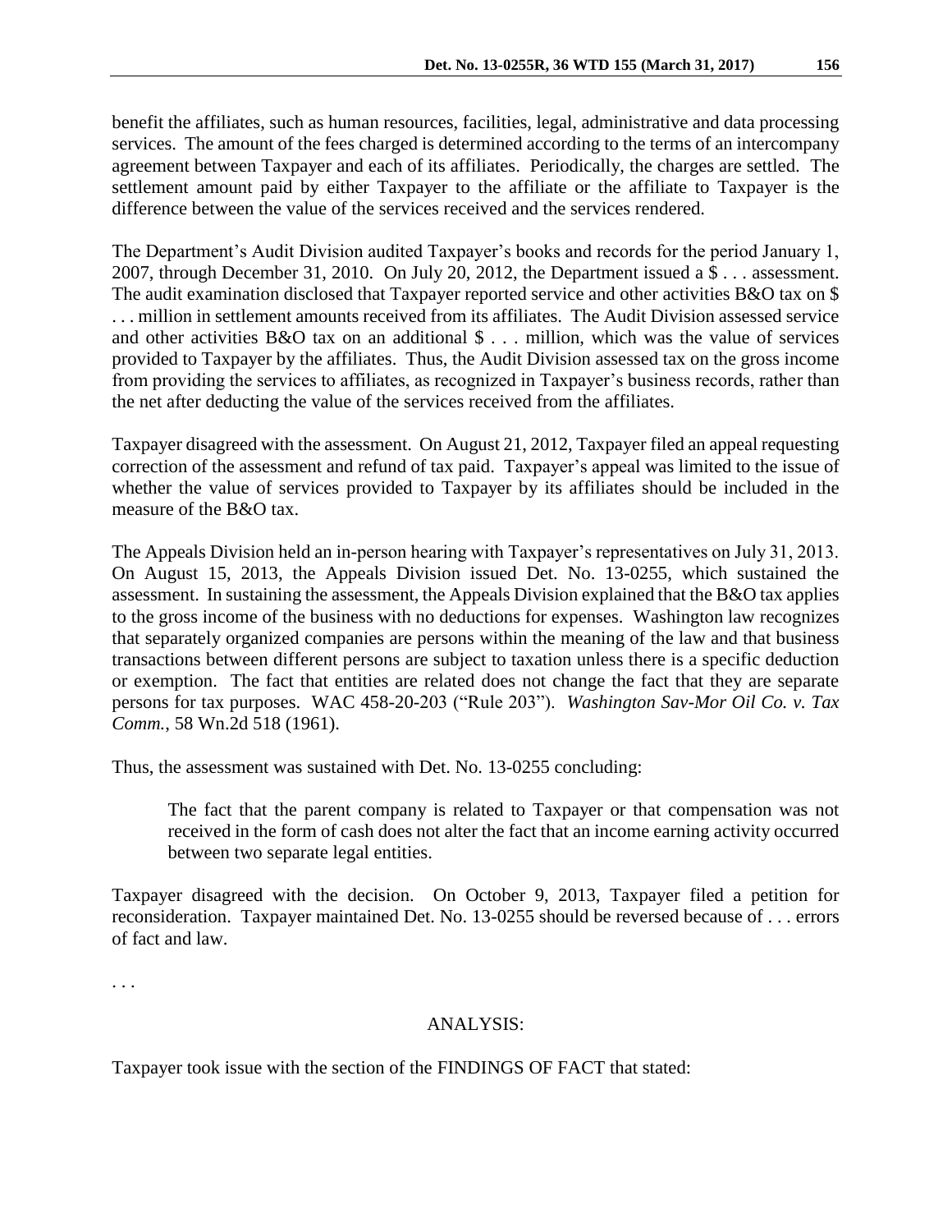benefit the affiliates, such as human resources, facilities, legal, administrative and data processing services. The amount of the fees charged is determined according to the terms of an intercompany agreement between Taxpayer and each of its affiliates. Periodically, the charges are settled. The settlement amount paid by either Taxpayer to the affiliate or the affiliate to Taxpayer is the difference between the value of the services received and the services rendered.

The Department's Audit Division audited Taxpayer's books and records for the period January 1, 2007, through December 31, 2010. On July 20, 2012, the Department issued a $ . . . assessment. The audit examination disclosed that Taxpayer reported service and other activities B&O tax on $ . . . million in settlement amounts received from its affiliates. The Audit Division assessed service and other activities B&O tax on an additional $ . . . million, which was the value of services provided to Taxpayer by the affiliates. Thus, the Audit Division assessed tax on the gross income from providing the services to affiliates, as recognized in Taxpayer's business records, rather than the net after deducting the value of the services received from the affiliates.

Taxpayer disagreed with the assessment. On August 21, 2012, Taxpayer filed an appeal requesting correction of the assessment and refund of tax paid. Taxpayer's appeal was limited to the issue of whether the value of services provided to Taxpayer by its affiliates should be included in the measure of the B&O tax.

The Appeals Division held an in-person hearing with Taxpayer's representatives on July 31, 2013. On August 15, 2013, the Appeals Division issued Det. No. 13-0255, which sustained the assessment. In sustaining the assessment, the Appeals Division explained that the B&O tax applies to the gross income of the business with no deductions for expenses. Washington law recognizes that separately organized companies are persons within the meaning of the law and that business transactions between different persons are subject to taxation unless there is a specific deduction or exemption. The fact that entities are related does not change the fact that they are separate persons for tax purposes. WAC 458-20-203 ("Rule 203"). *Washington Sav-Mor Oil Co. v. Tax Comm.*, 58 Wn.2d 518 (1961).

Thus, the assessment was sustained with Det. No. 13-0255 concluding:

> The fact that the parent company is related to Taxpayer or that compensation was not received in the form of cash does not alter the fact that an income earning activity occurred between two separate legal entities.

Taxpayer disagreed with the decision. On October 9, 2013, Taxpayer filed a petition for reconsideration. Taxpayer maintained Det. No. 13-0255 should be reversed because of . . . errors of fact and law.

. . .

## ANALYSIS:

Taxpayer took issue with the section of the FINDINGS OF FACT that stated: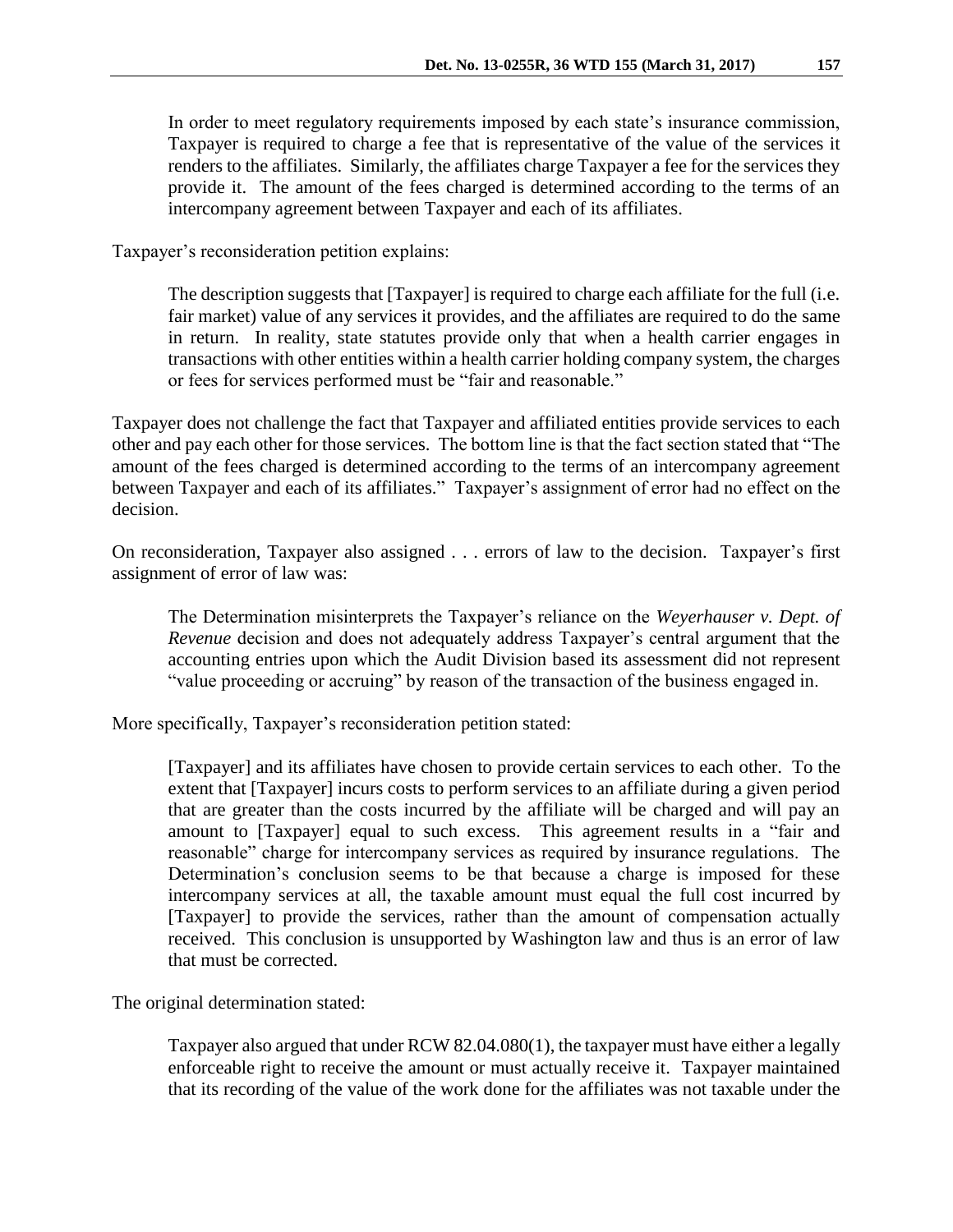> In order to meet regulatory requirements imposed by each state's insurance commission, Taxpayer is required to charge a fee that is representative of the value of the services it renders to the affiliates. Similarly, the affiliates charge Taxpayer a fee for the services they provide it. The amount of the fees charged is determined according to the terms of an intercompany agreement between Taxpayer and each of its affiliates.

Taxpayer's reconsideration petition explains:

> The description suggests that [Taxpayer] is required to charge each affiliate for the full (i.e. fair market) value of any services it provides, and the affiliates are required to do the same in return. In reality, state statutes provide only that when a health carrier engages in transactions with other entities within a health carrier holding company system, the charges or fees for services performed must be "fair and reasonable."

Taxpayer does not challenge the fact that Taxpayer and affiliated entities provide services to each other and pay each other for those services. The bottom line is that the fact section stated that "The amount of the fees charged is determined according to the terms of an intercompany agreement between Taxpayer and each of its affiliates." Taxpayer's assignment of error had no effect on the decision.

On reconsideration, Taxpayer also assigned . . . errors of law to the decision. Taxpayer's first assignment of error of law was:

> The Determination misinterprets the Taxpayer's reliance on the *Weyerhauser v. Dept. of Revenue* decision and does not adequately address Taxpayer's central argument that the accounting entries upon which the Audit Division based its assessment did not represent "value proceeding or accruing" by reason of the transaction of the business engaged in.

More specifically, Taxpayer's reconsideration petition stated:

> [Taxpayer] and its affiliates have chosen to provide certain services to each other. To the extent that [Taxpayer] incurs costs to perform services to an affiliate during a given period that are greater than the costs incurred by the affiliate will be charged and will pay an amount to [Taxpayer] equal to such excess. This agreement results in a "fair and reasonable" charge for intercompany services as required by insurance regulations. The Determination's conclusion seems to be that because a charge is imposed for these intercompany services at all, the taxable amount must equal the full cost incurred by [Taxpayer] to provide the services, rather than the amount of compensation actually received. This conclusion is unsupported by Washington law and thus is an error of law that must be corrected.

The original determination stated:

> Taxpayer also argued that under RCW 82.04.080(1), the taxpayer must have either a legally enforceable right to receive the amount or must actually receive it. Taxpayer maintained that its recording of the value of the work done for the affiliates was not taxable under the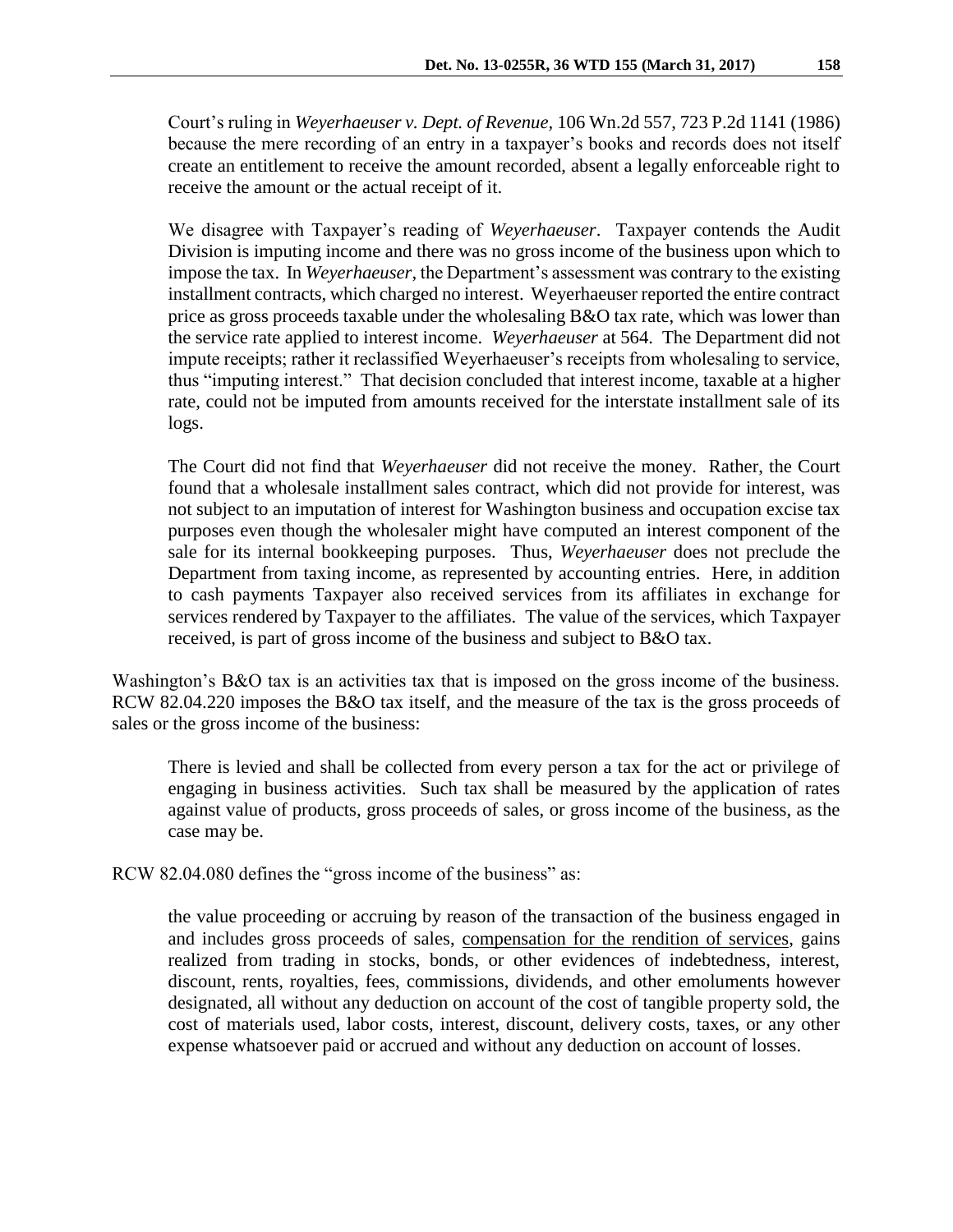> Court's ruling in *Weyerhaeuser v. Dept. of Revenue*, 106 Wn.2d 557, 723 P.2d 1141 (1986) because the mere recording of an entry in a taxpayer's books and records does not itself create an entitlement to receive the amount recorded, absent a legally enforceable right to receive the amount or the actual receipt of it.
>
> We disagree with Taxpayer's reading of *Weyerhaeuser*. Taxpayer contends the Audit Division is imputing income and there was no gross income of the business upon which to impose the tax. In *Weyerhaeuser*, the Department's assessment was contrary to the existing installment contracts, which charged no interest. Weyerhaeuser reported the entire contract price as gross proceeds taxable under the wholesaling B&O tax rate, which was lower than the service rate applied to interest income. *Weyerhaeuser* at 564. The Department did not impute receipts; rather it reclassified Weyerhaeuser's receipts from wholesaling to service, thus "imputing interest." That decision concluded that interest income, taxable at a higher rate, could not be imputed from amounts received for the interstate installment sale of its logs.
>
> The Court did not find that *Weyerhaeuser* did not receive the money. Rather, the Court found that a wholesale installment sales contract, which did not provide for interest, was not subject to an imputation of interest for Washington business and occupation excise tax purposes even though the wholesaler might have computed an interest component of the sale for its internal bookkeeping purposes. Thus, *Weyerhaeuser* does not preclude the Department from taxing income, as represented by accounting entries. Here, in addition to cash payments Taxpayer also received services from its affiliates in exchange for services rendered by Taxpayer to the affiliates. The value of the services, which Taxpayer received, is part of gross income of the business and subject to B&O tax.

Washington's B&O tax is an activities tax that is imposed on the gross income of the business. RCW 82.04.220 imposes the B&O tax itself, and the measure of the tax is the gross proceeds of sales or the gross income of the business:

> There is levied and shall be collected from every person a tax for the act or privilege of engaging in business activities. Such tax shall be measured by the application of rates against value of products, gross proceeds of sales, or gross income of the business, as the case may be.

RCW 82.04.080 defines the "gross income of the business" as:

> the value proceeding or accruing by reason of the transaction of the business engaged in and includes gross proceeds of sales, <u>compensation for the rendition of services</u>, gains realized from trading in stocks, bonds, or other evidences of indebtedness, interest, discount, rents, royalties, fees, commissions, dividends, and other emoluments however designated, all without any deduction on account of the cost of tangible property sold, the cost of materials used, labor costs, interest, discount, delivery costs, taxes, or any other expense whatsoever paid or accrued and without any deduction on account of losses.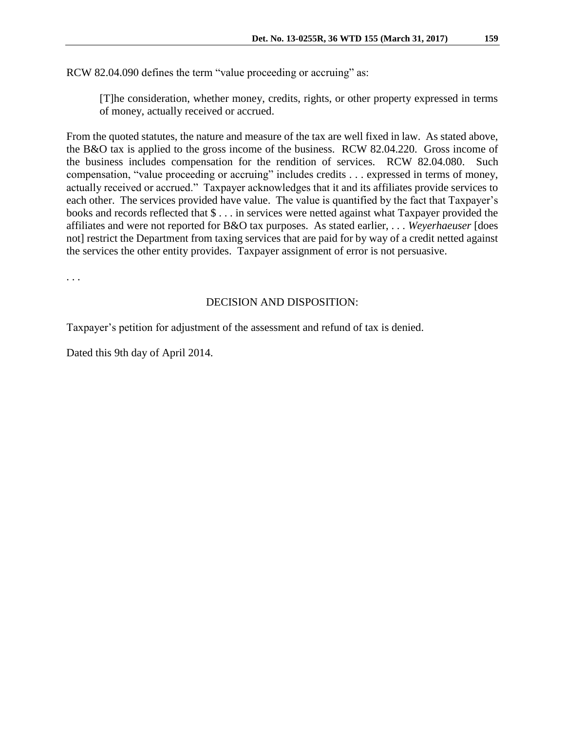RCW 82.04.090 defines the term "value proceeding or accruing" as:

> [T]he consideration, whether money, credits, rights, or other property expressed in terms of money, actually received or accrued.

From the quoted statutes, the nature and measure of the tax are well fixed in law. As stated above, the B&O tax is applied to the gross income of the business. RCW 82.04.220. Gross income of the business includes compensation for the rendition of services. RCW 82.04.080. Such compensation, "value proceeding or accruing" includes credits . . . expressed in terms of money, actually received or accrued." Taxpayer acknowledges that it and its affiliates provide services to each other. The services provided have value. The value is quantified by the fact that Taxpayer's books and records reflected that $ . . . in services were netted against what Taxpayer provided the affiliates and were not reported for B&O tax purposes. As stated earlier, . . . *Weyerhaeuser* [does not] restrict the Department from taxing services that are paid for by way of a credit netted against the services the other entity provides. Taxpayer assignment of error is not persuasive.

. . .

## DECISION AND DISPOSITION:

Taxpayer's petition for adjustment of the assessment and refund of tax is denied.

Dated this 9th day of April 2014.